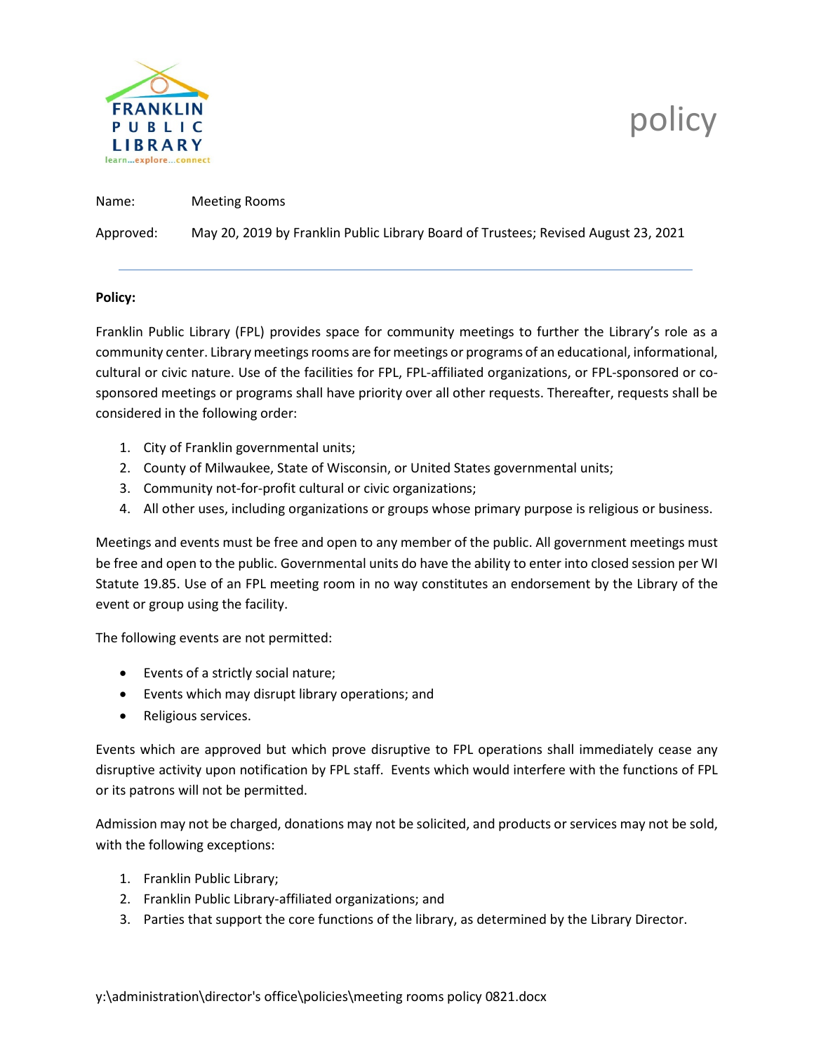FRANKLIN PUBLIC LIBRARY
learn...explore...connect

# policy

Name: Meeting Rooms

Approved: May 20, 2019 by Franklin Public Library Board of Trustees; Revised August 23, 2021

---

**Policy:**

Franklin Public Library (FPL) provides space for community meetings to further the Library's role as a community center. Library meetings rooms are for meetings or programs of an educational, informational, cultural or civic nature. Use of the facilities for FPL, FPL-affiliated organizations, or FPL-sponsored or co-sponsored meetings or programs shall have priority over all other requests. Thereafter, requests shall be considered in the following order:

1. City of Franklin governmental units;
2. County of Milwaukee, State of Wisconsin, or United States governmental units;
3. Community not-for-profit cultural or civic organizations;
4. All other uses, including organizations or groups whose primary purpose is religious or business.

Meetings and events must be free and open to any member of the public. All government meetings must be free and open to the public. Governmental units do have the ability to enter into closed session per WI Statute 19.85. Use of an FPL meeting room in no way constitutes an endorsement by the Library of the event or group using the facility.

The following events are not permitted:

- Events of a strictly social nature;
- Events which may disrupt library operations; and
- Religious services.

Events which are approved but which prove disruptive to FPL operations shall immediately cease any disruptive activity upon notification by FPL staff. Events which would interfere with the functions of FPL or its patrons will not be permitted.

Admission may not be charged, donations may not be solicited, and products or services may not be sold, with the following exceptions:

1. Franklin Public Library;
2. Franklin Public Library-affiliated organizations; and
3. Parties that support the core functions of the library, as determined by the Library Director.

y:\administration\director's office\policies\meeting rooms policy 0821.docx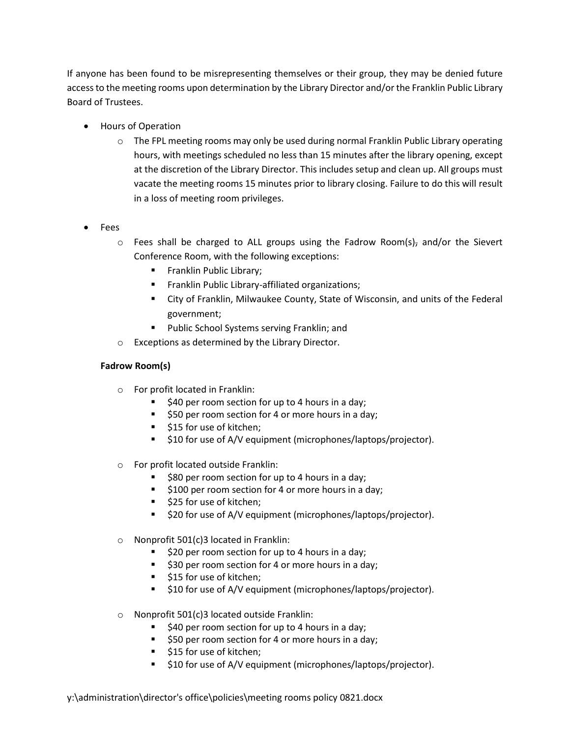If anyone has been found to be misrepresenting themselves or their group, they may be denied future access to the meeting rooms upon determination by the Library Director and/or the Franklin Public Library Board of Trustees.

- Hours of Operation
  - The FPL meeting rooms may only be used during normal Franklin Public Library operating hours, with meetings scheduled no less than 15 minutes after the library opening, except at the discretion of the Library Director. This includes setup and clean up. All groups must vacate the meeting rooms 15 minutes prior to library closing. Failure to do this will result in a loss of meeting room privileges.

- Fees
  - Fees shall be charged to ALL groups using the Fadrow Room(s), and/or the Sievert Conference Room, with the following exceptions:
    - Franklin Public Library;
    - Franklin Public Library-affiliated organizations;
    - City of Franklin, Milwaukee County, State of Wisconsin, and units of the Federal government;
    - Public School Systems serving Franklin; and
  - Exceptions as determined by the Library Director.

**Fadrow Room(s)**

- For profit located in Franklin:
  - $40 per room section for up to 4 hours in a day;
  - $50 per room section for 4 or more hours in a day;
  - $15 for use of kitchen;
  - $10 for use of A/V equipment (microphones/laptops/projector).

- For profit located outside Franklin:
  - $80 per room section for up to 4 hours in a day;
  - $100 per room section for 4 or more hours in a day;
  - $25 for use of kitchen;
  - $20 for use of A/V equipment (microphones/laptops/projector).

- Nonprofit 501(c)3 located in Franklin:
  - $20 per room section for up to 4 hours in a day;
  - $30 per room section for 4 or more hours in a day;
  - $15 for use of kitchen;
  - $10 for use of A/V equipment (microphones/laptops/projector).

- Nonprofit 501(c)3 located outside Franklin:
  - $40 per room section for up to 4 hours in a day;
  - $50 per room section for 4 or more hours in a day;
  - $15 for use of kitchen;
  - $10 for use of A/V equipment (microphones/laptops/projector).

y:\administration\director's office\policies\meeting rooms policy 0821.docx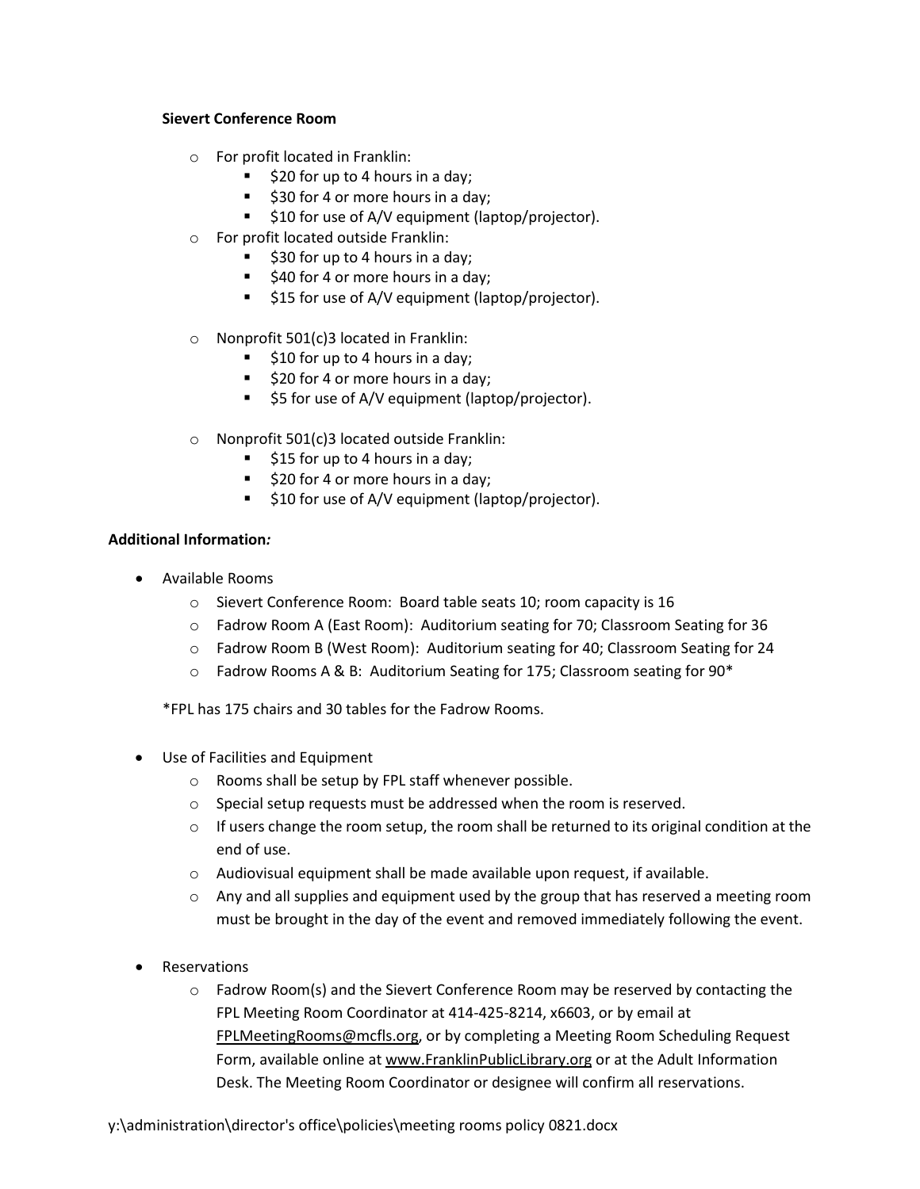**Sievert Conference Room**

- For profit located in Franklin:
  - $20 for up to 4 hours in a day;
  - $30 for 4 or more hours in a day;
  - $10 for use of A/V equipment (laptop/projector).
- For profit located outside Franklin:
  - $30 for up to 4 hours in a day;
  - $40 for 4 or more hours in a day;
  - $15 for use of A/V equipment (laptop/projector).

- Nonprofit 501(c)3 located in Franklin:
  - $10 for up to 4 hours in a day;
  - $20 for 4 or more hours in a day;
  - $5 for use of A/V equipment (laptop/projector).

- Nonprofit 501(c)3 located outside Franklin:
  - $15 for up to 4 hours in a day;
  - $20 for 4 or more hours in a day;
  - $10 for use of A/V equipment (laptop/projector).

**Additional Information*:***

- Available Rooms
  - Sievert Conference Room: Board table seats 10; room capacity is 16
  - Fadrow Room A (East Room): Auditorium seating for 70; Classroom Seating for 36
  - Fadrow Room B (West Room): Auditorium seating for 40; Classroom Seating for 24
  - Fadrow Rooms A & B: Auditorium Seating for 175; Classroom seating for 90*

  *FPL has 175 chairs and 30 tables for the Fadrow Rooms.

- Use of Facilities and Equipment
  - Rooms shall be setup by FPL staff whenever possible.
  - Special setup requests must be addressed when the room is reserved.
  - If users change the room setup, the room shall be returned to its original condition at the end of use.
  - Audiovisual equipment shall be made available upon request, if available.
  - Any and all supplies and equipment used by the group that has reserved a meeting room must be brought in the day of the event and removed immediately following the event.

- Reservations
  - Fadrow Room(s) and the Sievert Conference Room may be reserved by contacting the FPL Meeting Room Coordinator at 414-425-8214, x6603, or by email at FPLMeetingRooms@mcfls.org, or by completing a Meeting Room Scheduling Request Form, available online at www.FranklinPublicLibrary.org or at the Adult Information Desk. The Meeting Room Coordinator or designee will confirm all reservations.

y:\administration\director's office\policies\meeting rooms policy 0821.docx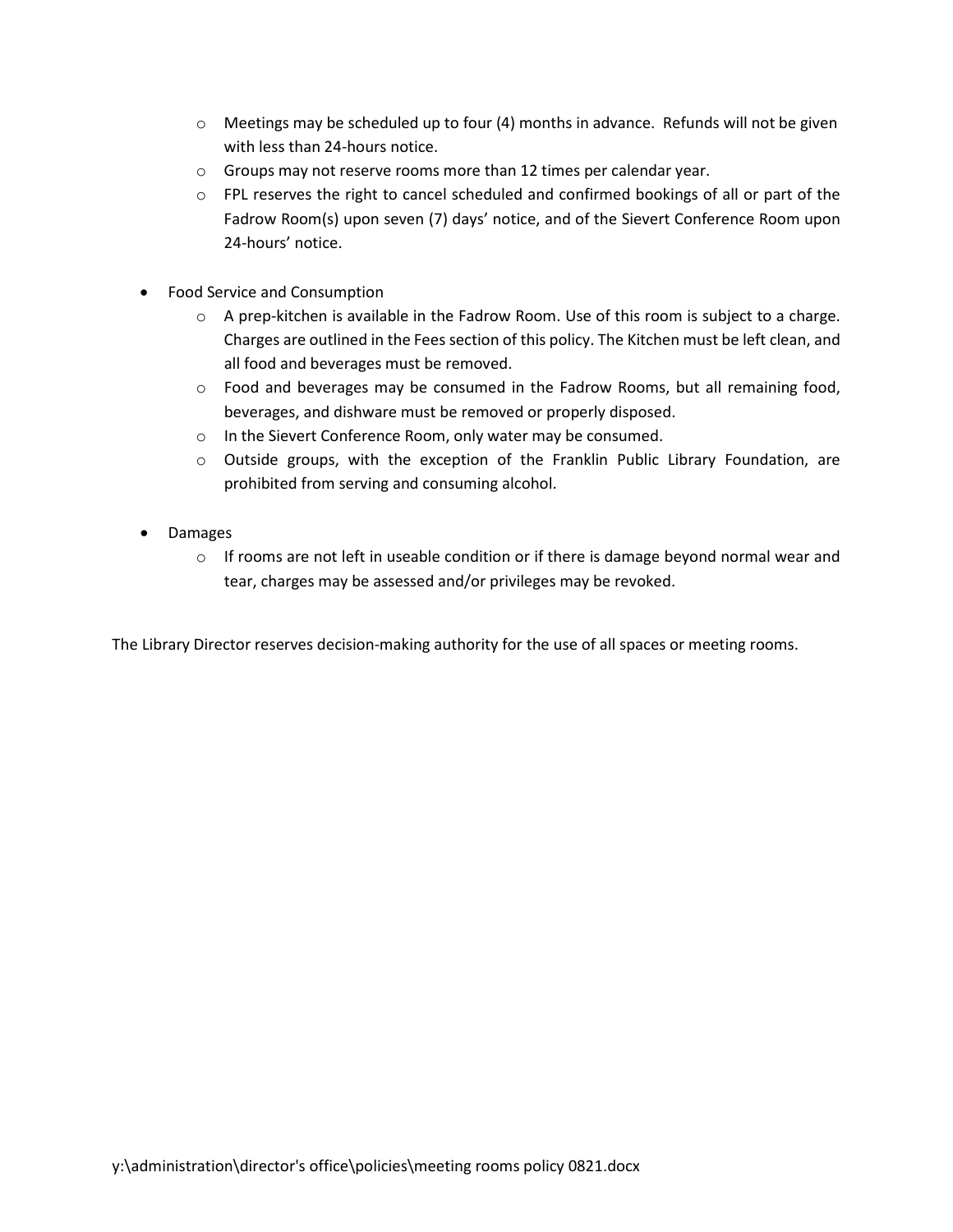- Meetings may be scheduled up to four (4) months in advance. Refunds will not be given with less than 24-hours notice.
  - Groups may not reserve rooms more than 12 times per calendar year.
  - FPL reserves the right to cancel scheduled and confirmed bookings of all or part of the Fadrow Room(s) upon seven (7) days' notice, and of the Sievert Conference Room upon 24-hours' notice.

- Food Service and Consumption
  - A prep-kitchen is available in the Fadrow Room. Use of this room is subject to a charge. Charges are outlined in the Fees section of this policy. The Kitchen must be left clean, and all food and beverages must be removed.
  - Food and beverages may be consumed in the Fadrow Rooms, but all remaining food, beverages, and dishware must be removed or properly disposed.
  - In the Sievert Conference Room, only water may be consumed.
  - Outside groups, with the exception of the Franklin Public Library Foundation, are prohibited from serving and consuming alcohol.

- Damages
  - If rooms are not left in useable condition or if there is damage beyond normal wear and tear, charges may be assessed and/or privileges may be revoked.

The Library Director reserves decision-making authority for the use of all spaces or meeting rooms.

y:\administration\director's office\policies\meeting rooms policy 0821.docx